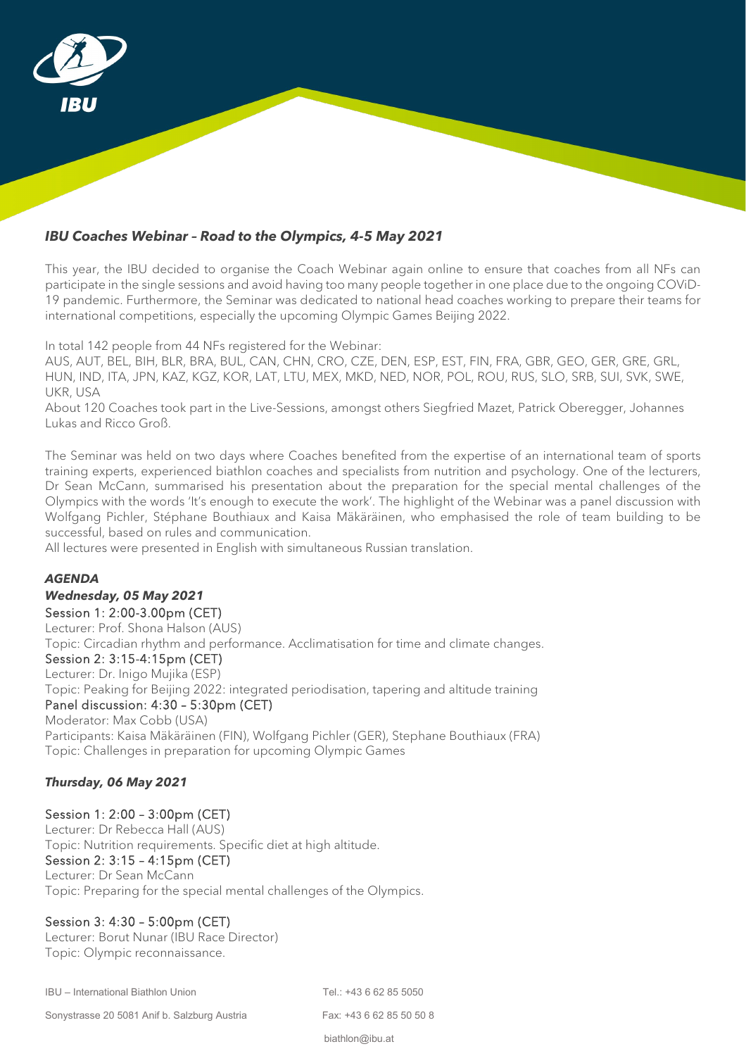## *IBU Coaches Webinar – Road to the Olympics, 4-5 May 2021*

This year, the IBU decided to organise the Coach Webinar again online to ensure that coaches from all NFs can participate in the single sessions and avoid having too many people together in one place due to the ongoing COViD-19 pandemic. Furthermore, the Seminar was dedicated to national head coaches working to prepare their teams for international competitions, especially the upcoming Olympic Games Beijing 2022.

In total 142 people from 44 NFs registered for the Webinar:
AUS, AUT, BEL, BIH, BLR, BRA, BUL, CAN, CHN, CRO, CZE, DEN, ESP, EST, FIN, FRA, GBR, GEO, GER, GRE, GRL, HUN, IND, ITA, JPN, KAZ, KGZ, KOR, LAT, LTU, MEX, MKD, NED, NOR, POL, ROU, RUS, SLO, SRB, SUI, SVK, SWE, UKR, USA
About 120 Coaches took part in the Live-Sessions, amongst others Siegfried Mazet, Patrick Oberegger, Johannes Lukas and Ricco Groß.

The Seminar was held on two days where Coaches benefited from the expertise of an international team of sports training experts, experienced biathlon coaches and specialists from nutrition and psychology. One of the lecturers, Dr Sean McCann, summarised his presentation about the preparation for the special mental challenges of the Olympics with the words 'It's enough to execute the work'. The highlight of the Webinar was a panel discussion with Wolfgang Pichler, Stéphane Bouthiaux and Kaisa Mäkäräinen, who emphasised the role of team building to be successful, based on rules and communication.
All lectures were presented in English with simultaneous Russian translation.

### *AGENDA*

#### *Wednesday, 05 May 2021*

**Session 1: 2:00-3.00pm (CET)**
Lecturer: Prof. Shona Halson (AUS)
Topic: Circadian rhythm and performance. Acclimatisation for time and climate changes.

**Session 2: 3:15-4:15pm (CET)**
Lecturer: Dr. Inigo Mujika (ESP)
Topic: Peaking for Beijing 2022: integrated periodisation, tapering and altitude training

**Panel discussion: 4:30 – 5:30pm (CET)**
Moderator: Max Cobb (USA)
Participants: Kaisa Mäkäräinen (FIN), Wolfgang Pichler (GER), Stephane Bouthiaux (FRA)
Topic: Challenges in preparation for upcoming Olympic Games

#### *Thursday, 06 May 2021*

**Session 1: 2:00 – 3:00pm (CET)**
Lecturer: Dr Rebecca Hall (AUS)
Topic: Nutrition requirements. Specific diet at high altitude.

**Session 2: 3:15 – 4:15pm (CET)**
Lecturer: Dr Sean McCann
Topic: Preparing for the special mental challenges of the Olympics.

**Session 3: 4:30 – 5:00pm (CET)**
Lecturer: Borut Nunar (IBU Race Director)
Topic: Olympic reconnaissance.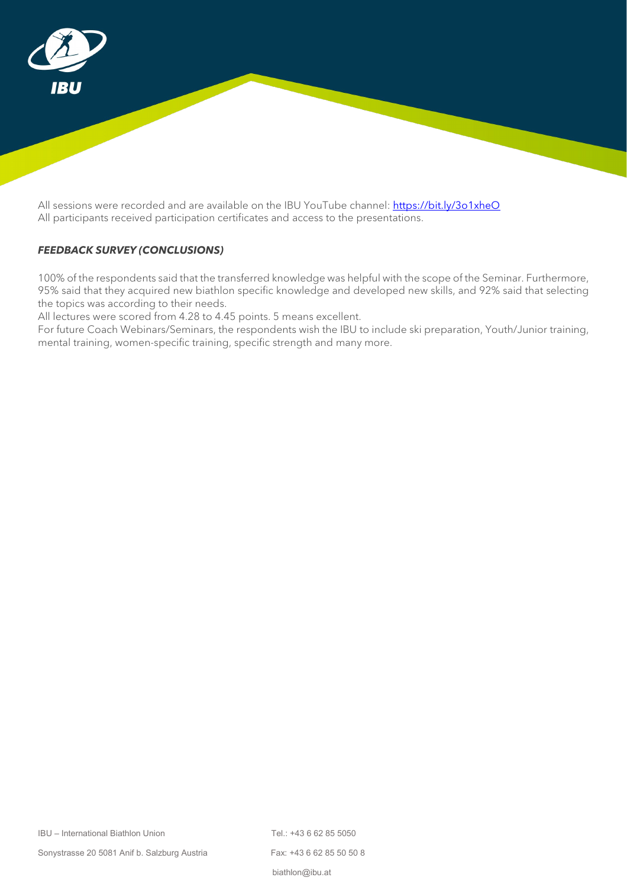All sessions were recorded and are available on the IBU YouTube channel: [https://bit.ly/3o1xheO](https://bit.ly/3o1xheO)
All participants received participation certificates and access to the presentations.

### *FEEDBACK SURVEY (CONCLUSIONS)*

100% of the respondents said that the transferred knowledge was helpful with the scope of the Seminar. Furthermore, 95% said that they acquired new biathlon specific knowledge and developed new skills, and 92% said that selecting the topics was according to their needs.
All lectures were scored from 4.28 to 4.45 points. 5 means excellent.
For future Coach Webinars/Seminars, the respondents wish the IBU to include ski preparation, Youth/Junior training, mental training, women-specific training, specific strength and many more.